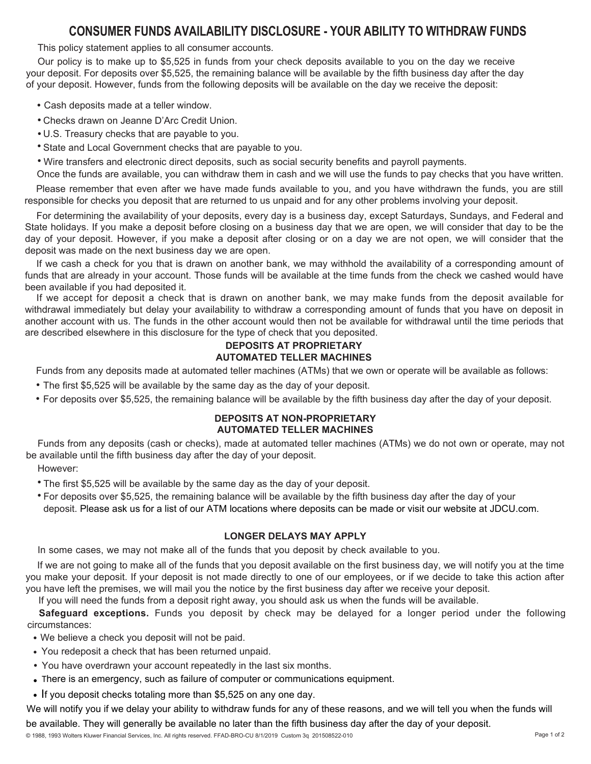# CONSUMER FUNDS AVAILABILITY DISCLOSURE - YOUR ABILITY TO WITHDRAW FUNDS

This policy statement applies to all consumer accounts.

Our policy is to make up to $5,525 in funds from your check deposits available to you on the day we receive your deposit. For deposits over $5,525, the remaining balance will be available by the fifth business day after the day of your deposit. However, funds from the following deposits will be available on the day we receive the deposit:

- Cash deposits made at a teller window.
- Checks drawn on Jeanne D'Arc Credit Union.
- U.S. Treasury checks that are payable to you.
- State and Local Government checks that are payable to you.
- Wire transfers and electronic direct deposits, such as social security benefits and payroll payments.

Once the funds are available, you can withdraw them in cash and we will use the funds to pay checks that you have written.

Please remember that even after we have made funds available to you, and you have withdrawn the funds, you are still responsible for checks you deposit that are returned to us unpaid and for any other problems involving your deposit.

For determining the availability of your deposits, every day is a business day, except Saturdays, Sundays, and Federal and State holidays. If you make a deposit before closing on a business day that we are open, we will consider that day to be the day of your deposit. However, if you make a deposit after closing or on a day we are not open, we will consider that the deposit was made on the next business day we are open.

If we cash a check for you that is drawn on another bank, we may withhold the availability of a corresponding amount of funds that are already in your account. Those funds will be available at the time funds from the check we cashed would have been available if you had deposited it.

If we accept for deposit a check that is drawn on another bank, we may make funds from the deposit available for withdrawal immediately but delay your availability to withdraw a corresponding amount of funds that you have on deposit in another account with us. The funds in the other account would then not be available for withdrawal until the time periods that are described elsewhere in this disclosure for the type of check that you deposited.

## DEPOSITS AT PROPRIETARY AUTOMATED TELLER MACHINES

Funds from any deposits made at automated teller machines (ATMs) that we own or operate will be available as follows:

- The first $5,525 will be available by the same day as the day of your deposit.
- For deposits over $5,525, the remaining balance will be available by the fifth business day after the day of your deposit.

## DEPOSITS AT NON-PROPRIETARY AUTOMATED TELLER MACHINES

Funds from any deposits (cash or checks), made at automated teller machines (ATMs) we do not own or operate, may not be available until the fifth business day after the day of your deposit.

However:

- The first $5,525 will be available by the same day as the day of your deposit.
- For deposits over $5,525, the remaining balance will be available by the fifth business day after the day of your deposit. Please ask us for a list of our ATM locations where deposits can be made or visit our website at JDCU.com.

## LONGER DELAYS MAY APPLY

In some cases, we may not make all of the funds that you deposit by check available to you.

If we are not going to make all of the funds that you deposit available on the first business day, we will notify you at the time you make your deposit. If your deposit is not made directly to one of our employees, or if we decide to take this action after you have left the premises, we will mail you the notice by the first business day after we receive your deposit.

If you will need the funds from a deposit right away, you should ask us when the funds will be available.

**Safeguard exceptions.** Funds you deposit by check may be delayed for a longer period under the following circumstances:

- We believe a check you deposit will not be paid.
- You redeposit a check that has been returned unpaid.
- You have overdrawn your account repeatedly in the last six months.
- There is an emergency, such as failure of computer or communications equipment.
- If you deposit checks totaling more than $5,525 on any one day.

We will notify you if we delay your ability to withdraw funds for any of these reasons, and we will tell you when the funds will be available. They will generally be available no later than the fifth business day after the day of your deposit.

© 1988, 1993 Wolters Kluwer Financial Services, Inc. All rights reserved. FFAD-BRO-CU 8/1/2019 Custom 3q 201508522-010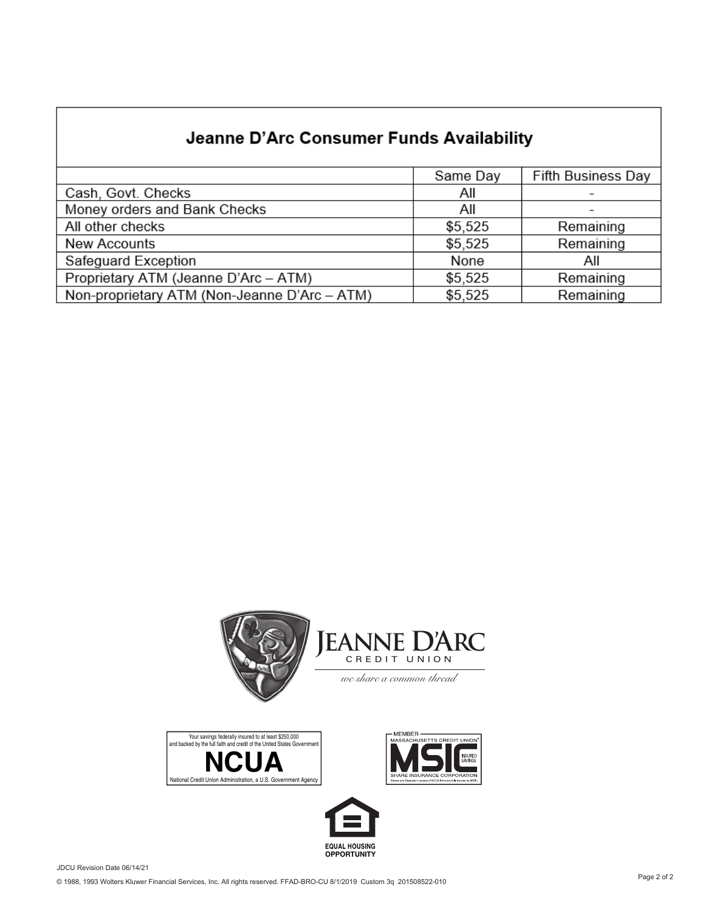## Jeanne D'Arc Consumer Funds Availability

| | Same Day | Fifth Business Day |
|---|---|---|
| Cash, Govt. Checks | All | - |
| Money orders and Bank Checks | All | - |
| All other checks | $5,525 | Remaining |
| New Accounts | $5,525 | Remaining |
| Safeguard Exception | None | All |
| Proprietary ATM (Jeanne D'Arc – ATM) | $5,525 | Remaining |
| Non-proprietary ATM (Non-Jeanne D'Arc – ATM) | $5,525 | Remaining |

JEANNE D'ARC
CREDIT UNION

*we share a common thread*

Your savings federally insured to at least $250,000 and backed by the full faith and credit of the United States Government

**NCUA**

National Credit Union Administration, a U.S. Government Agency

MEMBER
MASSACHUSETTS CREDIT UNION
MSIC
INSURED SAVINGS
SHARE INSURANCE CORPORATION

EQUAL HOUSING OPPORTUNITY

JDCU Revision Date 06/14/21

© 1988, 1993 Wolters Kluwer Financial Services, Inc. All rights reserved. FFAD-BRO-CU 8/1/2019 Custom 3q 201508522-010